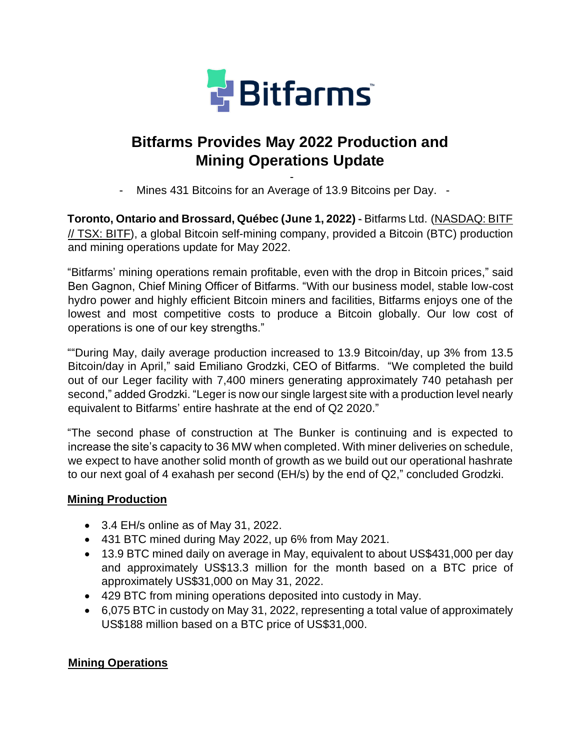# Bitfarms Provides May 2022 Production and Mining Operations Update

\- Mines 431 Bitcoins for an Average of 13.9 Bitcoins per Day. -

**Toronto, Ontario and Brossard, Québec (June 1, 2022) -** Bitfarms Ltd. (NASDAQ: BITF // TSX: BITF), a global Bitcoin self-mining company, provided a Bitcoin (BTC) production and mining operations update for May 2022.

"Bitfarms' mining operations remain profitable, even with the drop in Bitcoin prices," said Ben Gagnon, Chief Mining Officer of Bitfarms. "With our business model, stable low-cost hydro power and highly efficient Bitcoin miners and facilities, Bitfarms enjoys one of the lowest and most competitive costs to produce a Bitcoin globally. Our low cost of operations is one of our key strengths."

""During May, daily average production increased to 13.9 Bitcoin/day, up 3% from 13.5 Bitcoin/day in April," said Emiliano Grodzki, CEO of Bitfarms. "We completed the build out of our Leger facility with 7,400 miners generating approximately 740 petahash per second," added Grodzki. "Leger is now our single largest site with a production level nearly equivalent to Bitfarms' entire hashrate at the end of Q2 2020."

"The second phase of construction at The Bunker is continuing and is expected to increase the site's capacity to 36 MW when completed. With miner deliveries on schedule, we expect to have another solid month of growth as we build out our operational hashrate to our next goal of 4 exahash per second (EH/s) by the end of Q2," concluded Grodzki.

## Mining Production

- 3.4 EH/s online as of May 31, 2022.
- 431 BTC mined during May 2022, up 6% from May 2021.
- 13.9 BTC mined daily on average in May, equivalent to about US$431,000 per day and approximately US$13.3 million for the month based on a BTC price of approximately US$31,000 on May 31, 2022.
- 429 BTC from mining operations deposited into custody in May.
- 6,075 BTC in custody on May 31, 2022, representing a total value of approximately US$188 million based on a BTC price of US$31,000.

## Mining Operations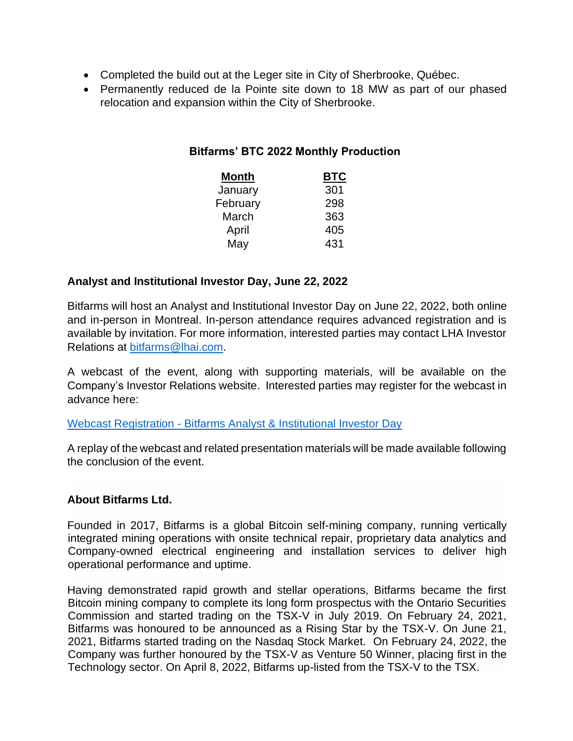- Completed the build out at the Leger site in City of Sherbrooke, Québec.
- Permanently reduced de la Pointe site down to 18 MW as part of our phased relocation and expansion within the City of Sherbrooke.

**Bitfarms' BTC 2022 Monthly Production**

| Month | BTC |
|---|---|
| January | 301 |
| February | 298 |
| March | 363 |
| April | 405 |
| May | 431 |

**Analyst and Institutional Investor Day, June 22, 2022**

Bitfarms will host an Analyst and Institutional Investor Day on June 22, 2022, both online and in-person in Montreal. In-person attendance requires advanced registration and is available by invitation. For more information, interested parties may contact LHA Investor Relations at bitfarms@lhai.com.

A webcast of the event, along with supporting materials, will be available on the Company's Investor Relations website. Interested parties may register for the webcast in advance here:

Webcast Registration - Bitfarms Analyst & Institutional Investor Day

A replay of the webcast and related presentation materials will be made available following the conclusion of the event.

**About Bitfarms Ltd.**

Founded in 2017, Bitfarms is a global Bitcoin self-mining company, running vertically integrated mining operations with onsite technical repair, proprietary data analytics and Company-owned electrical engineering and installation services to deliver high operational performance and uptime.

Having demonstrated rapid growth and stellar operations, Bitfarms became the first Bitcoin mining company to complete its long form prospectus with the Ontario Securities Commission and started trading on the TSX-V in July 2019. On February 24, 2021, Bitfarms was honoured to be announced as a Rising Star by the TSX-V. On June 21, 2021, Bitfarms started trading on the Nasdaq Stock Market. On February 24, 2022, the Company was further honoured by the TSX-V as Venture 50 Winner, placing first in the Technology sector. On April 8, 2022, Bitfarms up-listed from the TSX-V to the TSX.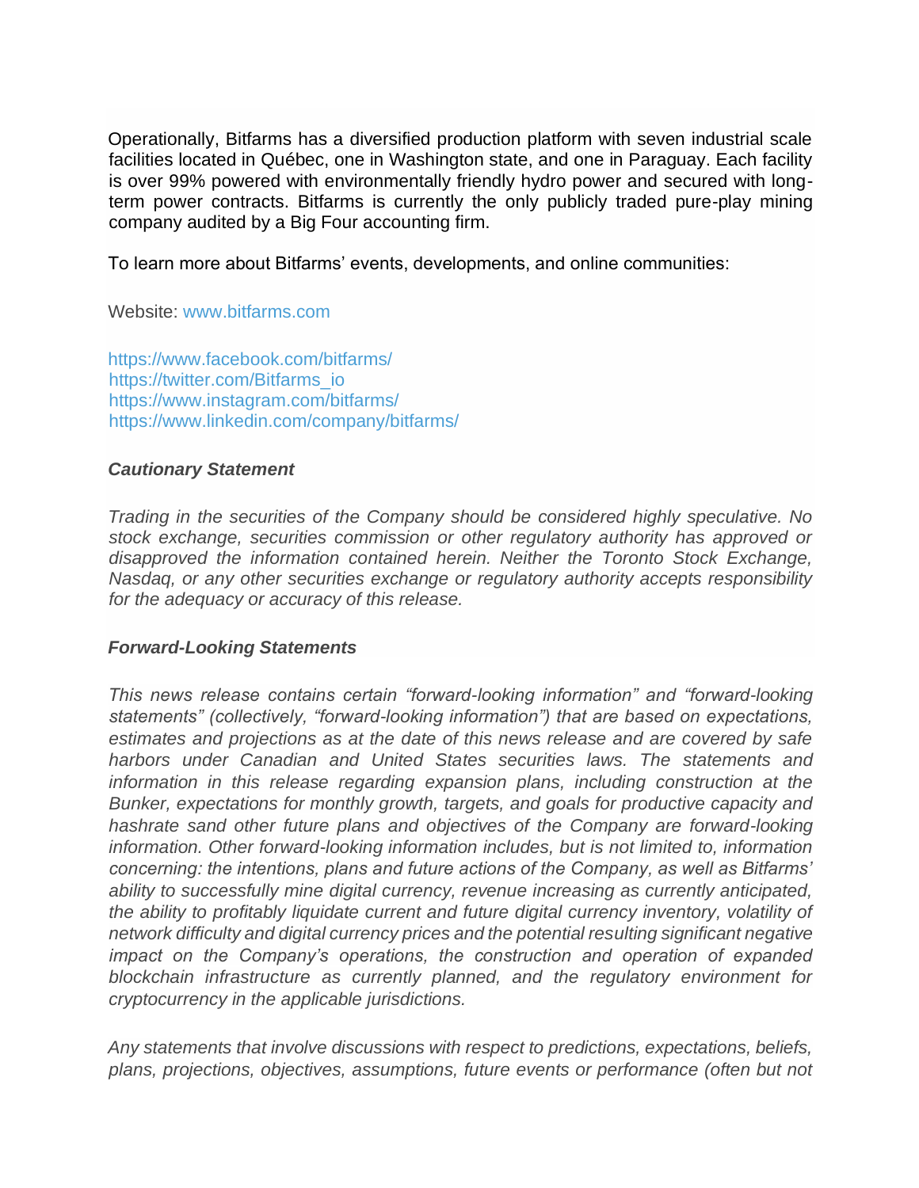Operationally, Bitfarms has a diversified production platform with seven industrial scale facilities located in Québec, one in Washington state, and one in Paraguay. Each facility is over 99% powered with environmentally friendly hydro power and secured with long-term power contracts. Bitfarms is currently the only publicly traded pure-play mining company audited by a Big Four accounting firm.

To learn more about Bitfarms' events, developments, and online communities:

Website: www.bitfarms.com

https://www.facebook.com/bitfarms/
https://twitter.com/Bitfarms_io
https://www.instagram.com/bitfarms/
https://www.linkedin.com/company/bitfarms/

***Cautionary Statement***

*Trading in the securities of the Company should be considered highly speculative. No stock exchange, securities commission or other regulatory authority has approved or disapproved the information contained herein. Neither the Toronto Stock Exchange, Nasdaq, or any other securities exchange or regulatory authority accepts responsibility for the adequacy or accuracy of this release.*

***Forward-Looking Statements***

*This news release contains certain "forward-looking information" and "forward-looking statements" (collectively, "forward-looking information") that are based on expectations, estimates and projections as at the date of this news release and are covered by safe harbors under Canadian and United States securities laws. The statements and information in this release regarding expansion plans, including construction at the Bunker, expectations for monthly growth, targets, and goals for productive capacity and hashrate sand other future plans and objectives of the Company are forward-looking information. Other forward-looking information includes, but is not limited to, information concerning: the intentions, plans and future actions of the Company, as well as Bitfarms' ability to successfully mine digital currency, revenue increasing as currently anticipated, the ability to profitably liquidate current and future digital currency inventory, volatility of network difficulty and digital currency prices and the potential resulting significant negative impact on the Company's operations, the construction and operation of expanded blockchain infrastructure as currently planned, and the regulatory environment for cryptocurrency in the applicable jurisdictions.*

*Any statements that involve discussions with respect to predictions, expectations, beliefs, plans, projections, objectives, assumptions, future events or performance (often but not*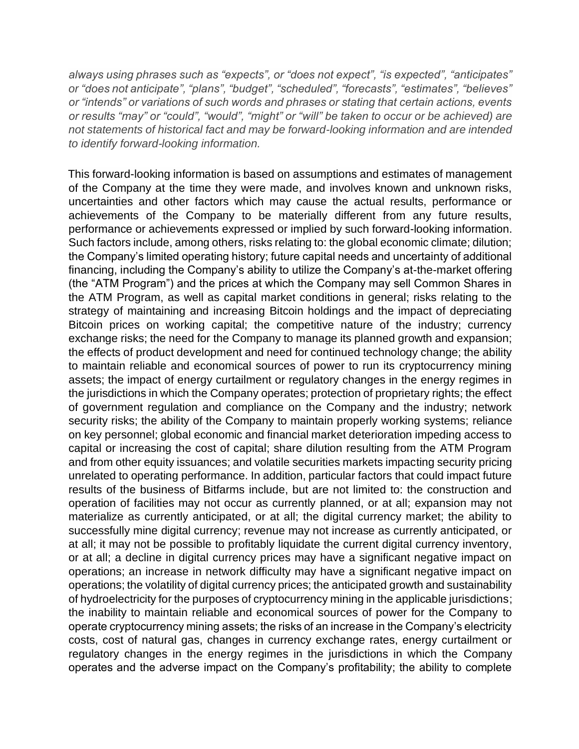*always using phrases such as "expects", or "does not expect", "is expected", "anticipates" or "does not anticipate", "plans", "budget", "scheduled", "forecasts", "estimates", "believes" or "intends" or variations of such words and phrases or stating that certain actions, events or results "may" or "could", "would", "might" or "will" be taken to occur or be achieved) are not statements of historical fact and may be forward-looking information and are intended to identify forward-looking information.*

This forward-looking information is based on assumptions and estimates of management of the Company at the time they were made, and involves known and unknown risks, uncertainties and other factors which may cause the actual results, performance or achievements of the Company to be materially different from any future results, performance or achievements expressed or implied by such forward-looking information. Such factors include, among others, risks relating to: the global economic climate; dilution; the Company's limited operating history; future capital needs and uncertainty of additional financing, including the Company's ability to utilize the Company's at-the-market offering (the "ATM Program") and the prices at which the Company may sell Common Shares in the ATM Program, as well as capital market conditions in general; risks relating to the strategy of maintaining and increasing Bitcoin holdings and the impact of depreciating Bitcoin prices on working capital; the competitive nature of the industry; currency exchange risks; the need for the Company to manage its planned growth and expansion; the effects of product development and need for continued technology change; the ability to maintain reliable and economical sources of power to run its cryptocurrency mining assets; the impact of energy curtailment or regulatory changes in the energy regimes in the jurisdictions in which the Company operates; protection of proprietary rights; the effect of government regulation and compliance on the Company and the industry; network security risks; the ability of the Company to maintain properly working systems; reliance on key personnel; global economic and financial market deterioration impeding access to capital or increasing the cost of capital; share dilution resulting from the ATM Program and from other equity issuances; and volatile securities markets impacting security pricing unrelated to operating performance. In addition, particular factors that could impact future results of the business of Bitfarms include, but are not limited to: the construction and operation of facilities may not occur as currently planned, or at all; expansion may not materialize as currently anticipated, or at all; the digital currency market; the ability to successfully mine digital currency; revenue may not increase as currently anticipated, or at all; it may not be possible to profitably liquidate the current digital currency inventory, or at all; a decline in digital currency prices may have a significant negative impact on operations; an increase in network difficulty may have a significant negative impact on operations; the volatility of digital currency prices; the anticipated growth and sustainability of hydroelectricity for the purposes of cryptocurrency mining in the applicable jurisdictions; the inability to maintain reliable and economical sources of power for the Company to operate cryptocurrency mining assets; the risks of an increase in the Company's electricity costs, cost of natural gas, changes in currency exchange rates, energy curtailment or regulatory changes in the energy regimes in the jurisdictions in which the Company operates and the adverse impact on the Company's profitability; the ability to complete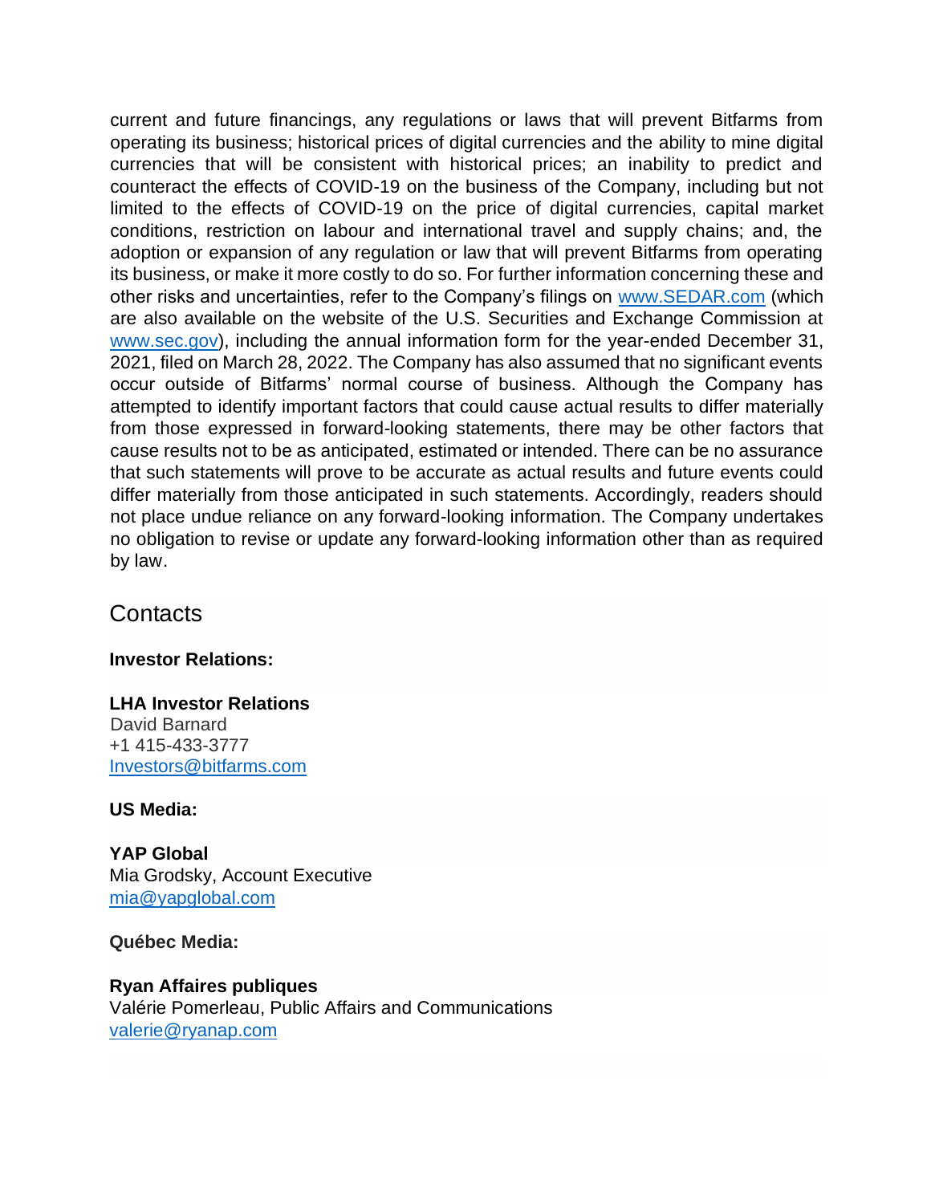current and future financings, any regulations or laws that will prevent Bitfarms from operating its business; historical prices of digital currencies and the ability to mine digital currencies that will be consistent with historical prices; an inability to predict and counteract the effects of COVID-19 on the business of the Company, including but not limited to the effects of COVID-19 on the price of digital currencies, capital market conditions, restriction on labour and international travel and supply chains; and, the adoption or expansion of any regulation or law that will prevent Bitfarms from operating its business, or make it more costly to do so. For further information concerning these and other risks and uncertainties, refer to the Company's filings on www.SEDAR.com (which are also available on the website of the U.S. Securities and Exchange Commission at www.sec.gov), including the annual information form for the year-ended December 31, 2021, filed on March 28, 2022. The Company has also assumed that no significant events occur outside of Bitfarms' normal course of business. Although the Company has attempted to identify important factors that could cause actual results to differ materially from those expressed in forward-looking statements, there may be other factors that cause results not to be as anticipated, estimated or intended. There can be no assurance that such statements will prove to be accurate as actual results and future events could differ materially from those anticipated in such statements. Accordingly, readers should not place undue reliance on any forward-looking information. The Company undertakes no obligation to revise or update any forward-looking information other than as required by law.

## Contacts

**Investor Relations:**

**LHA Investor Relations**
David Barnard
+1 415-433-3777
Investors@bitfarms.com

**US Media:**

**YAP Global**
Mia Grodsky, Account Executive
mia@yapglobal.com

**Québec Media:**

**Ryan Affaires publiques**
Valérie Pomerleau, Public Affairs and Communications
valerie@ryanap.com